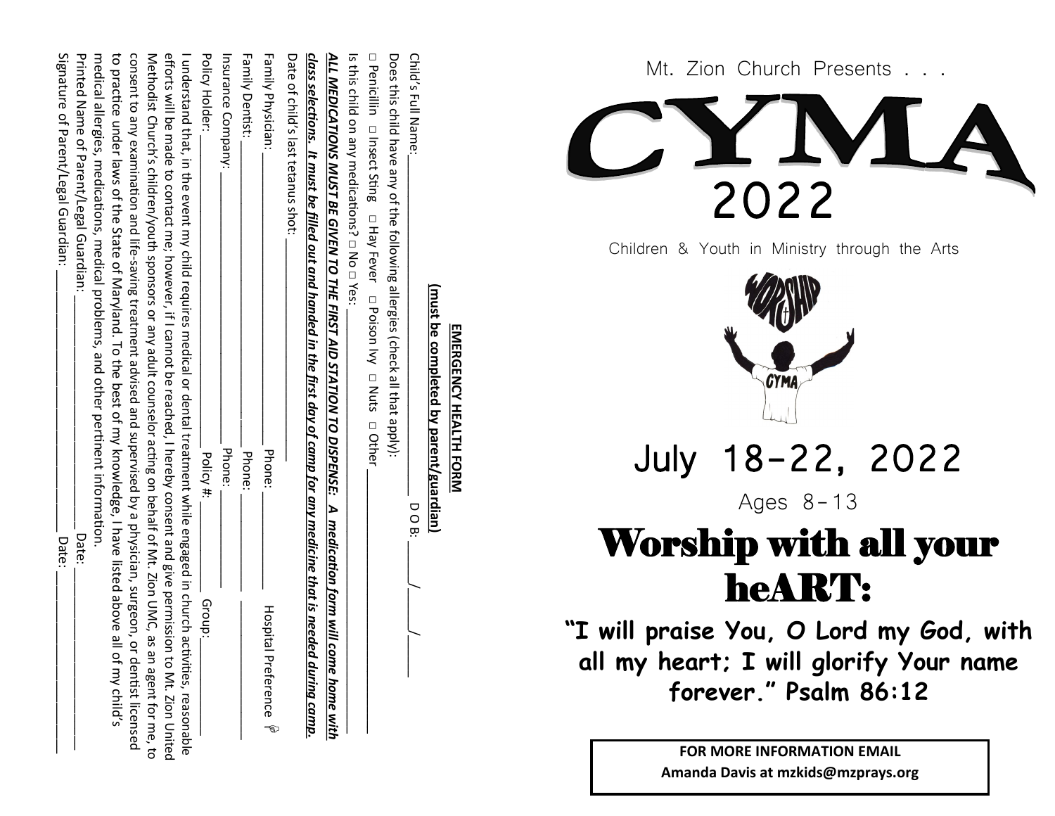## EMERGENCY HEALTH FORM

**(must be completed by parent/guardian)**

Child's Full Name: ______________________________ D O B: ____/____/____

Does this child have any of the following allergies (check all that apply):

□ Penicillin □ Insect Sting □ Hay Fever □ Poison Ivy □ Nuts □ Other ______________________

Is this child on any medications? □ No □ Yes: ______________________________

***ALL MEDICATIONS MUST BE GIVEN TO THE FIRST AID STATION TO DISPENSE: A medication form will come home with class selections. It must be filled out and handed in the first day of camp for any medicine that is needed during camp.***

Date of child's last tetanus shot: ______________

Family Physician: ______________ Phone: ______________ Hospital Preference ______________

Family Dentist: ______________ Phone: ______________

Insurance Company: ______________ Phone: ______________

Policy Holder: ______________ Policy #: ______________ Group: ______________

I understand that, in the event my child requires medical or dental treatment while engaged in church activities, reasonable efforts will be made to contact me; however, if I cannot be reached, I hereby consent and give permission to Mt. Zion United Methodist Church's children/youth sponsors or any adult counselor acting on behalf of Mt. Zion UMC, as an agent for me, to consent to any examination and life-saving treatment advised and supervised by a physician, surgeon, or dentist licensed to practice under laws of the State of Maryland. To the best of my knowledge, I have listed above all of my child's medical allergies, medications, medical problems, and other pertinent information.

Printed Name of Parent/Legal Guardian: ______________________________ Date: ______________

Signature of Parent/Legal Guardian: ______________________________ Date: ______________

Mt. Zion Church Presents . . .

# CYMA 2022

Children & Youth in Ministry through the Arts

July 18-22, 2022

Ages 8-13

# Worship with all your heART:

**"I will praise You, O Lord my God, with all my heart; I will glorify Your name forever." Psalm 86:12**

**FOR MORE INFORMATION EMAIL**
**Amanda Davis at mzkids@mzprays.org**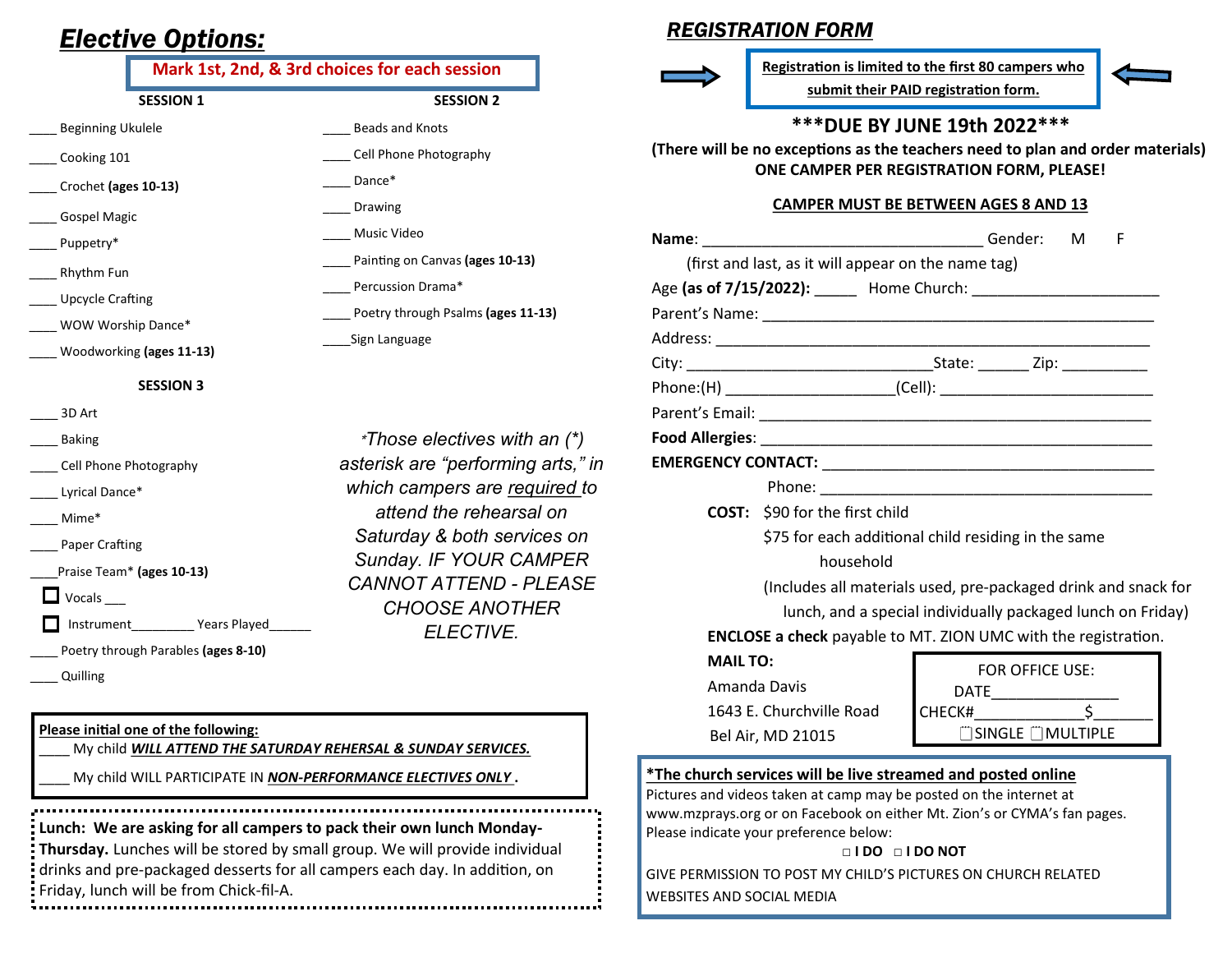# *Elective Options:*

**Mark 1st, 2nd, & 3rd choices for each session**

### SESSION 1

- ____ Beginning Ukulele
- ____ Cooking 101
- ____ Crochet **(ages 10-13)**
- ____ Gospel Magic
- ____ Puppetry*
- ____ Rhythm Fun
- ____ Upcycle Crafting
- ____ WOW Worship Dance*
- ____ Woodworking **(ages 11-13)**

### SESSION 2

- ____ Beads and Knots
- ____ Cell Phone Photography
- ____ Dance*
- ____ Drawing
- ____ Music Video
- ____ Painting on Canvas **(ages 10-13)**
- ____ Percussion Drama*
- ____ Poetry through Psalms **(ages 11-13)**
- ____ Sign Language

### SESSION 3

- ____ 3D Art
- ____ Baking
- ____ Cell Phone Photography
- ____ Lyrical Dance*
- ____ Mime*
- ____ Paper Crafting
- ____ Praise Team* **(ages 10-13)**
  - ☐ Vocals ___
  - ☐ Instrument________ Years Played______
- ____ Poetry through Parables **(ages 8-10)**
- ____ Quilling

*\*Those electives with an (\*) asterisk are "performing arts," in which campers are <u>required</u> to attend the rehearsal on Saturday & both services on Sunday. IF YOUR CAMPER CANNOT ATTEND - PLEASE CHOOSE ANOTHER ELECTIVE.*

**<u>Please initial one of the following:</u>**

____ My child ***<u>WILL ATTEND THE SATURDAY REHERSAL & SUNDAY SERVICES.</u>***

____ My child WILL PARTICIPATE IN ***<u>NON-PERFORMANCE ELECTIVES ONLY</u>***.

**Lunch: We are asking for all campers to pack their own lunch Monday-Thursday.** Lunches will be stored by small group. We will provide individual drinks and pre-packaged desserts for all campers each day. In addition, on Friday, lunch will be from Chick-fil-A.

## *<u>REGISTRATION FORM</u>*

**<u>Registration is limited to the first 80 campers who submit their PAID registration form.</u>**

**\*\*\*DUE BY JUNE 19th 2022\*\*\***

**(There will be no exceptions as the teachers need to plan and order materials)**
**ONE CAMPER PER REGISTRATION FORM, PLEASE!**

**<u>CAMPER MUST BE BETWEEN AGES 8 AND 13</u>**

**Name**: _________________________________ Gender: M F
(first and last, as it will appear on the name tag)

Age **(as of 7/15/2022):** _____ Home Church: ______________________

Parent's Name: ______________________________________________

Address: ___________________________________________________

City: _____________________________State: ______ Zip: __________

Phone:(H) ____________________(Cell): _________________________

Parent's Email: ______________________________________________

**Food Allergies**: _____________________________________________

**EMERGENCY CONTACT:** ________________________________________

Phone: _______________________________________

**COST:** $90 for the first child
$75 for each additional child residing in the same household
(Includes all materials used, pre-packaged drink and snack for lunch, and a special individually packaged lunch on Friday)

**ENCLOSE a check** payable to MT. ZION UMC with the registration.

**MAIL TO:**
Amanda Davis
1643 E. Churchville Road
Bel Air, MD 21015

FOR OFFICE USE:
DATE_______________
CHECK#_____________$_______
☐SINGLE ☐MULTIPLE

**<u>\*The church services will be live streamed and posted online</u>**
Pictures and videos taken at camp may be posted on the internet at www.mzprays.org or on Facebook on either Mt. Zion's or CYMA's fan pages. Please indicate your preference below:

**□ I DO □ I DO NOT**

GIVE PERMISSION TO POST MY CHILD'S PICTURES ON CHURCH RELATED WEBSITES AND SOCIAL MEDIA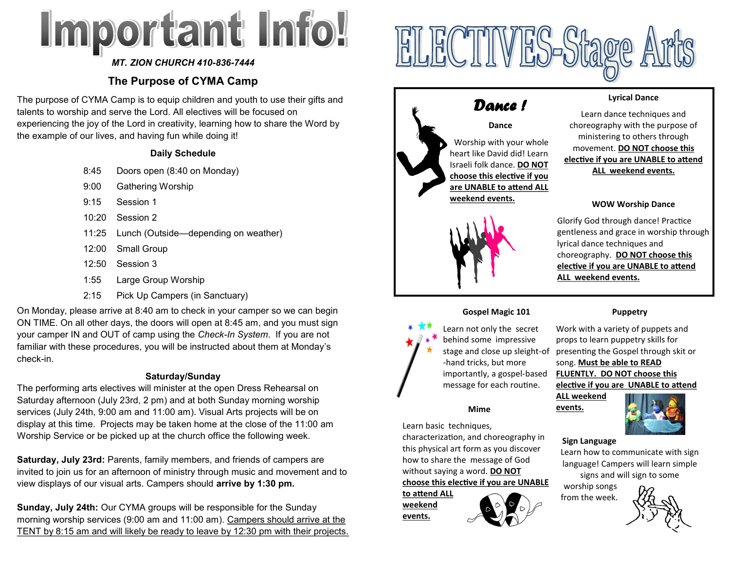# Important Info!

*MT. ZION CHURCH 410-836-7444*

## The Purpose of CYMA Camp

The purpose of CYMA Camp is to equip children and youth to use their gifts and talents to worship and serve the Lord. All electives will be focused on experiencing the joy of the Lord in creativity, learning how to share the Word by the example of our lives, and having fun while doing it!

### Daily Schedule

| | |
|---|---|
| 8:45 | Doors open (8:40 on Monday) |
| 9:00 | Gathering Worship |
| 9:15 | Session 1 |
| 10:20 | Session 2 |
| 11:25 | Lunch (Outside—depending on weather) |
| 12:00 | Small Group |
| 12:50 | Session 3 |
| 1:55 | Large Group Worship |
| 2:15 | Pick Up Campers (in Sanctuary) |

On Monday, please arrive at 8:40 am to check in your camper so we can begin ON TIME. On all other days, the doors will open at 8:45 am, and you must sign your camper IN and OUT of camp using the *Check-In System*. If you are not familiar with these procedures, you will be instructed about them at Monday's check-in.

### Saturday/Sunday

The performing arts electives will minister at the open Dress Rehearsal on Saturday afternoon (July 23rd, 2 pm) and at both Sunday morning worship services (July 24th, 9:00 am and 11:00 am). Visual Arts projects will be on display at this time. Projects may be taken home at the close of the 11:00 am Worship Service or be picked up at the church office the following week.

**Saturday, July 23rd:** Parents, family members, and friends of campers are invited to join us for an afternoon of ministry through music and movement and to view displays of our visual arts. Campers should **arrive by 1:30 pm.**

**Sunday, July 24th:** Our CYMA groups will be responsible for the Sunday morning worship services (9:00 am and 11:00 am). Campers should arrive at the TENT by 8:15 am and will likely be ready to leave by 12:30 pm with their projects.

# ELECTIVES-Stage Arts

## Dance !

### Dance

Worship with your whole heart like David did! Learn Israeli folk dance. **DO NOT choose this elective if you are UNABLE to attend ALL weekend events.**

### Lyrical Dance

Learn dance techniques and choreography with the purpose of ministering to others through movement. **DO NOT choose this elective if you are UNABLE to attend ALL weekend events.**

### WOW Worship Dance

Glorify God through dance! Practice gentleness and grace in worship through lyrical dance techniques and choreography. **DO NOT choose this elective if you are UNABLE to attend ALL weekend events.**

### Gospel Magic 101

Learn not only the secret behind some impressive stage and close up sleight-of-hand tricks, but more importantly, a gospel-based message for each routine.

### Mime

Learn basic techniques, characterization, and choreography in this physical art form as you discover how to share the good of God without saying a word. **DO NOT choose this elective if you are UNABLE to attend ALL weekend events.**

### Puppetry

Work with a variety of puppets and props to learn puppetry skills for presenting the Gospel through skit or song. **Must be able to READ FLUENTLY. DO NOT choose this elective if you are UNABLE to attend ALL weekend events.**

### Sign Language

Learn how to communicate with sign language! Campers will learn simple signs and will sign to some worship songs from the week.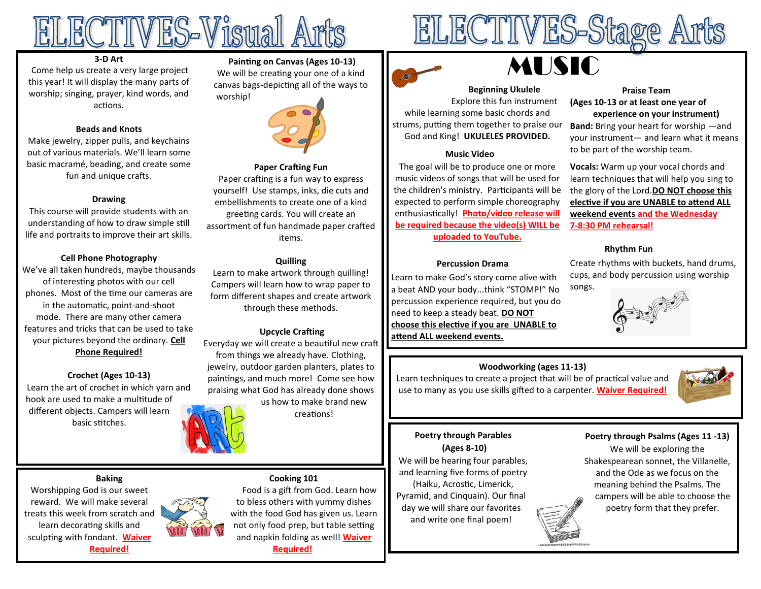# ELECTIVES-Visual Arts

### 3-D Art

Come help us create a very large project this year! It will display the many parts of worship; singing, prayer, kind words, and actions.

### Beads and Knots

Make jewelry, zipper pulls, and keychains out of various materials. We'll learn some basic macramé, beading, and create some fun and unique crafts.

### Drawing

This course will provide students with an understanding of how to draw simple still life and portraits to improve their art skills.

### Cell Phone Photography

We've all taken hundreds, maybe thousands of interesting photos with our cell phones. Most of the time our cameras are in the automatic, point-and-shoot mode. There are many other camera features and tricks that can be used to take your pictures beyond the ordinary. **Cell Phone Required!**

### Crochet (Ages 10-13)

Learn the art of crochet in which yarn and hook are used to make a multitude of different objects. Campers will learn basic stitches.

### Painting on Canvas (Ages 10-13)

We will be creating your one of a kind canvas bags-depicting all of the ways to worship!

### Paper Crafting Fun

Paper crafting is a fun way to express yourself! Use stamps, inks, die cuts and embellishments to create one of a kind greeting cards. You will create an assortment of fun handmade paper crafted items.

### Quilling

Learn to make artwork through quilling! Campers will learn how to wrap paper to form different shapes and create artwork through these methods.

### Upcycle Crafting

Everyday we will create a beautiful new craft from things we already have. Clothing, jewelry, outdoor garden planters, plates to paintings, and much more! Come see how praising what God has already done shows us how to make brand new creations!

### Baking

Worshipping God is our sweet reward. We will make several treats this week from scratch and learn decorating skills and sculpting with fondant. **Waiver Required!**

### Cooking 101

Food is a gift from God. Learn how to bless others with yummy dishes with the food God has given us. Learn not only food prep, but table setting and napkin folding as well! **Waiver Required!**

# ELECTIVES-Stage Arts

## MUSIC

### Beginning Ukulele

Explore this fun instrument while learning some basic chords and strums, putting them together to praise our God and King! **UKULELES PROVIDED.**

### Music Video

The goal will be to produce one or more music videos of songs that will be used for the children's ministry. Participants will be expected to perform simple choreography enthusiastically! **Photo/video release will be required because the video(s) WILL be uploaded to YouTube.**

### Percussion Drama

Learn to make God's story come alive with a beat AND your body...think "STOMP!" No percussion experience required, but you do need to keep a steady beat. **DO NOT choose this elective if you are UNABLE to attend ALL weekend events.**

### Praise Team

**(Ages 10-13 or at least one year of experience on your instrument)**

**Band:** Bring your heart for worship —and your instrument— and learn what it means to be part of the worship team.

**Vocals:** Warm up your vocal chords and learn techniques that will help you sing to the glory of the Lord. **DO NOT choose this elective if you are UNABLE to attend ALL weekend events and the Wednesday 7-8:30 PM rehearsal!**

### Rhythm Fun

Create rhythms with buckets, hand drums, cups, and body percussion using worship songs.

### Woodworking (ages 11-13)

Learn techniques to create a project that will be of practical value and use to many as you use skills gifted to a carpenter. **Waiver Required!**

### Poetry through Parables (Ages 8-10)

We will be hearing four parables, and learning five forms of poetry (Haiku, Acrostic, Limerick, Pyramid, and Cinquain). Our final day we will share our favorites and write one final poem!

### Poetry through Psalms (Ages 11 -13)

We will be exploring the Shakespearean sonnet, the Villanelle, and the Ode as we focus on the meaning behind the Psalms. The campers will be able to choose the poetry form that they prefer.